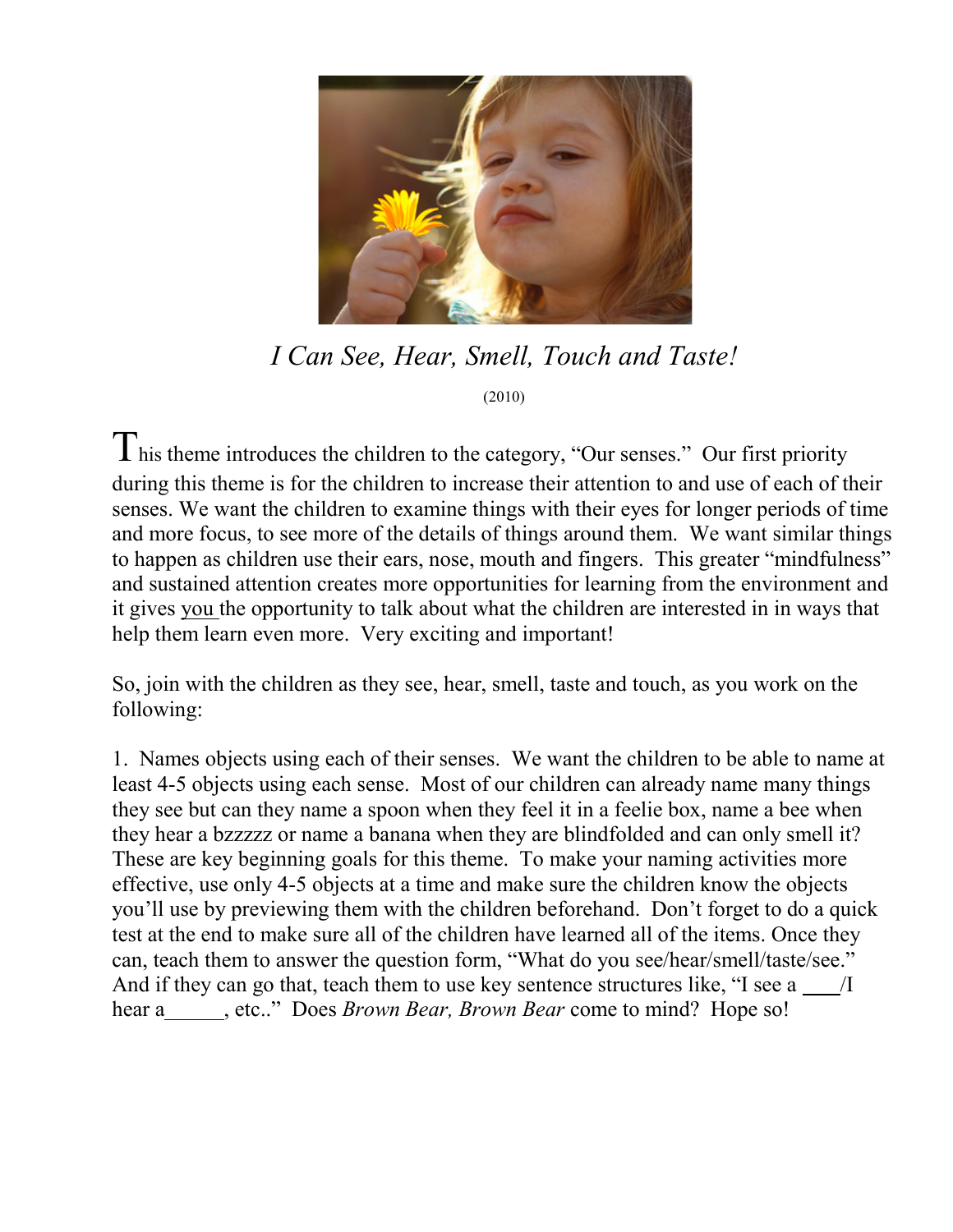*I Can See, Hear, Smell, Touch and Taste!*

(2010)

This theme introduces the children to the category, "Our senses." Our first priority during this theme is for the children to increase their attention to and use of each of their senses. We want the children to examine things with their eyes for longer periods of time and more focus, to see more of the details of things around them. We want similar things to happen as children use their ears, nose, mouth and fingers. This greater "mindfulness" and sustained attention creates more opportunities for learning from the environment and it gives you the opportunity to talk about what the children are interested in in ways that help them learn even more. Very exciting and important!

So, join with the children as they see, hear, smell, taste and touch, as you work on the following:

1. Names objects using each of their senses. We want the children to be able to name at least 4-5 objects using each sense. Most of our children can already name many things they see but can they name a spoon when they feel it in a feelie box, name a bee when they hear a bzzzzz or name a banana when they are blindfolded and can only smell it? These are key beginning goals for this theme. To make your naming activities more effective, use only 4-5 objects at a time and make sure the children know the objects you'll use by previewing them with the children beforehand. Don't forget to do a quick test at the end to make sure all of the children have learned all of the items. Once they can, teach them to answer the question form, "What do you see/hear/smell/taste/see." And if they can go that, teach them to use key sentence structures like, "I see a ___/I hear a______, etc.." Does *Brown Bear, Brown Bear* come to mind? Hope so!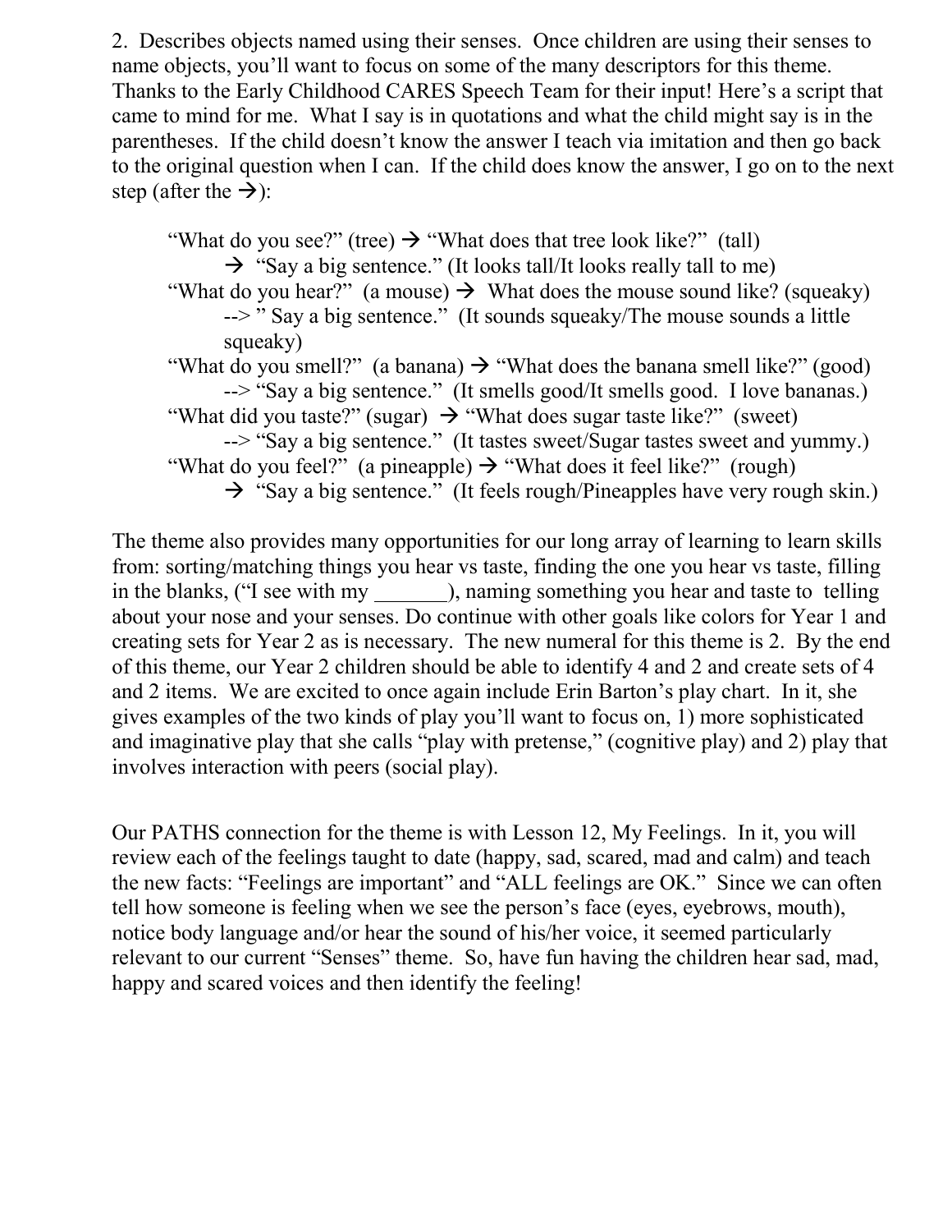2. Describes objects named using their senses. Once children are using their senses to name objects, you'll want to focus on some of the many descriptors for this theme. Thanks to the Early Childhood CARES Speech Team for their input! Here's a script that came to mind for me. What I say is in quotations and what the child might say is in the parentheses. If the child doesn't know the answer I teach via imitation and then go back to the original question when I can. If the child does know the answer, I go on to the next step (after the →):

> "What do you see?" (tree) → "What does that tree look like?" (tall)
> → "Say a big sentence." (It looks tall/It looks really tall to me)
>
> "What do you hear?" (a mouse) → What does the mouse sound like? (squeaky)
> --> " Say a big sentence." (It sounds squeaky/The mouse sounds a little squeaky)
>
> "What do you smell?" (a banana) → "What does the banana smell like?" (good)
> --> "Say a big sentence." (It smells good/It smells good. I love bananas.)
>
> "What did you taste?" (sugar) → "What does sugar taste like?" (sweet)
> --> "Say a big sentence." (It tastes sweet/Sugar tastes sweet and yummy.)
>
> "What do you feel?" (a pineapple) → "What does it feel like?" (rough)
> → "Say a big sentence." (It feels rough/Pineapples have very rough skin.)

The theme also provides many opportunities for our long array of learning to learn skills from: sorting/matching things you hear vs taste, finding the one you hear vs taste, filling in the blanks, ("I see with my _______), naming something you hear and taste to telling about your nose and your senses. Do continue with other goals like colors for Year 1 and creating sets for Year 2 as is necessary. The new numeral for this theme is 2. By the end of this theme, our Year 2 children should be able to identify 4 and 2 and create sets of 4 and 2 items. We are excited to once again include Erin Barton's play chart. In it, she gives examples of the two kinds of play you'll want to focus on, 1) more sophisticated and imaginative play that she calls "play with pretense," (cognitive play) and 2) play that involves interaction with peers (social play).

Our PATHS connection for the theme is with Lesson 12, My Feelings. In it, you will review each of the feelings taught to date (happy, sad, scared, mad and calm) and teach the new facts: "Feelings are important" and "ALL feelings are OK." Since we can often tell how someone is feeling when we see the person's face (eyes, eyebrows, mouth), notice body language and/or hear the sound of his/her voice, it seemed particularly relevant to our current "Senses" theme. So, have fun having the children hear sad, mad, happy and scared voices and then identify the feeling!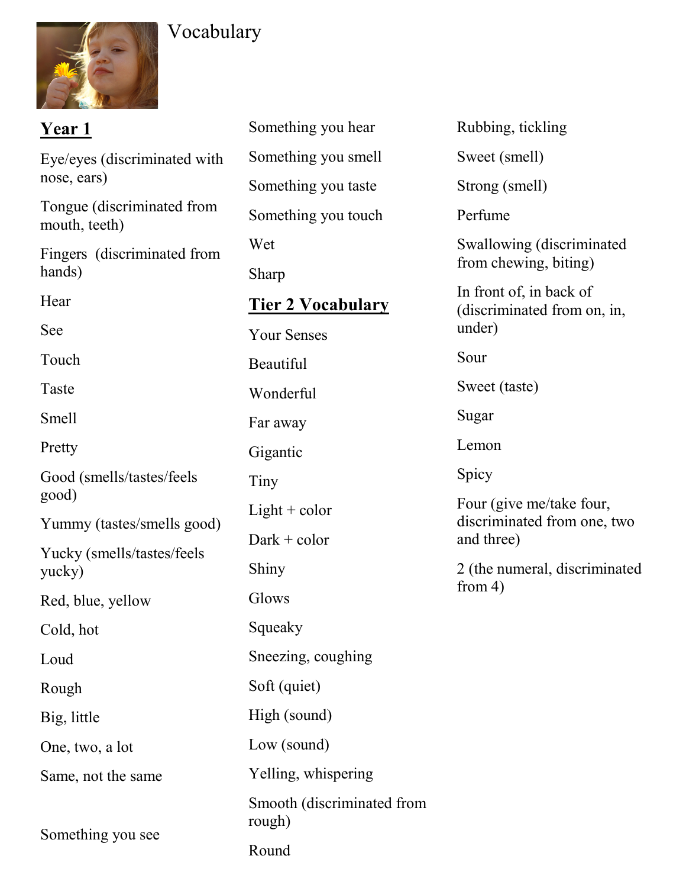# Vocabulary

## Year 1

Eye/eyes (discriminated with nose, ears)

Tongue (discriminated from mouth, teeth)

Fingers (discriminated from hands)

Hear

See

Touch

Taste

Smell

Pretty

Good (smells/tastes/feels good)

Yummy (tastes/smells good)

Yucky (smells/tastes/feels yucky)

Red, blue, yellow

Cold, hot

Loud

Rough

Big, little

One, two, a lot

Same, not the same

Something you see

Something you hear

Something you smell

Something you taste

Something you touch

Wet

Sharp

## Tier 2 Vocabulary

Your Senses

Beautiful

Wonderful

Far away

Gigantic

Tiny

Light + color

Dark + color

Shiny

Glows

Squeaky

Sneezing, coughing

Soft (quiet)

High (sound)

Low (sound)

Yelling, whispering

Smooth (discriminated from rough)

Round

Rubbing, tickling

Sweet (smell)

Strong (smell)

Perfume

Swallowing (discriminated from chewing, biting)

In front of, in back of (discriminated from on, in, under)

Sour

Sweet (taste)

Sugar

Lemon

Spicy

Four (give me/take four, discriminated from one, two and three)

2 (the numeral, discriminated from 4)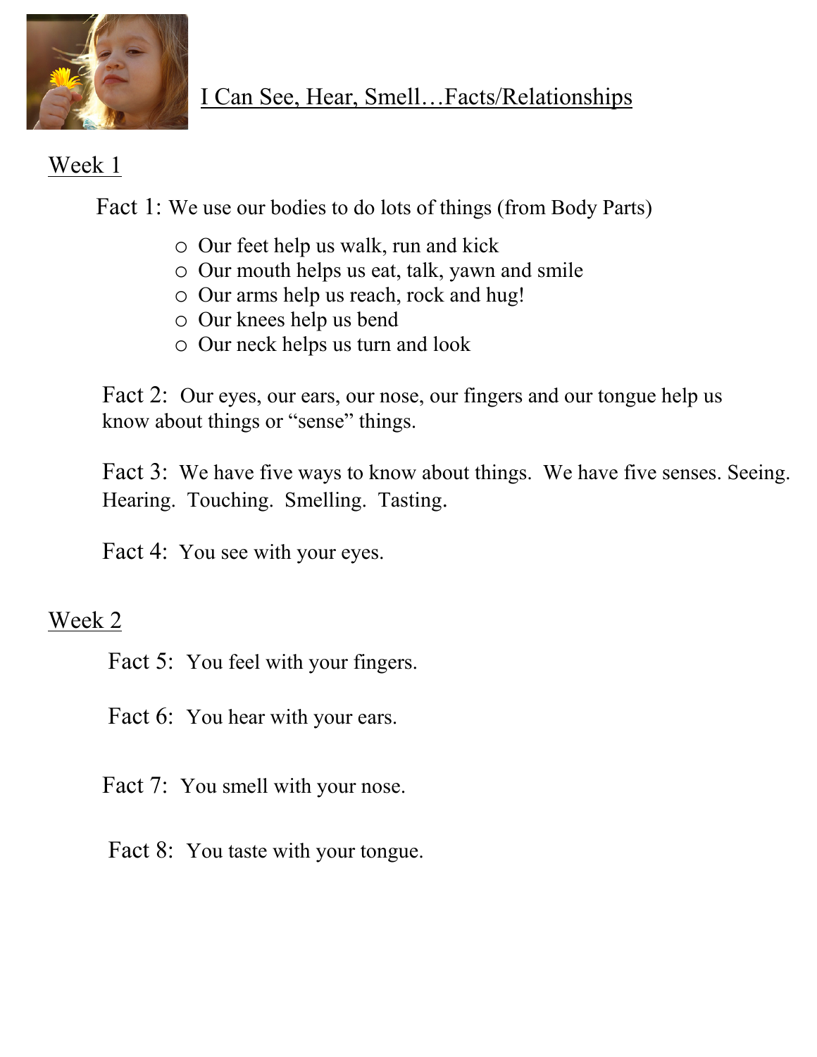# I Can See, Hear, Smell…Facts/Relationships

## Week 1

Fact 1: We use our bodies to do lots of things (from Body Parts)

- Our feet help us walk, run and kick
- Our mouth helps us eat, talk, yawn and smile
- Our arms help us reach, rock and hug!
- Our knees help us bend
- Our neck helps us turn and look

Fact 2: Our eyes, our ears, our nose, our fingers and our tongue help us know about things or "sense" things.

Fact 3: We have five ways to know about things. We have five senses. Seeing. Hearing. Touching. Smelling. Tasting.

Fact 4: You see with your eyes.

## Week 2

Fact 5: You feel with your fingers.

Fact 6: You hear with your ears.

Fact 7: You smell with your nose.

Fact 8: You taste with your tongue.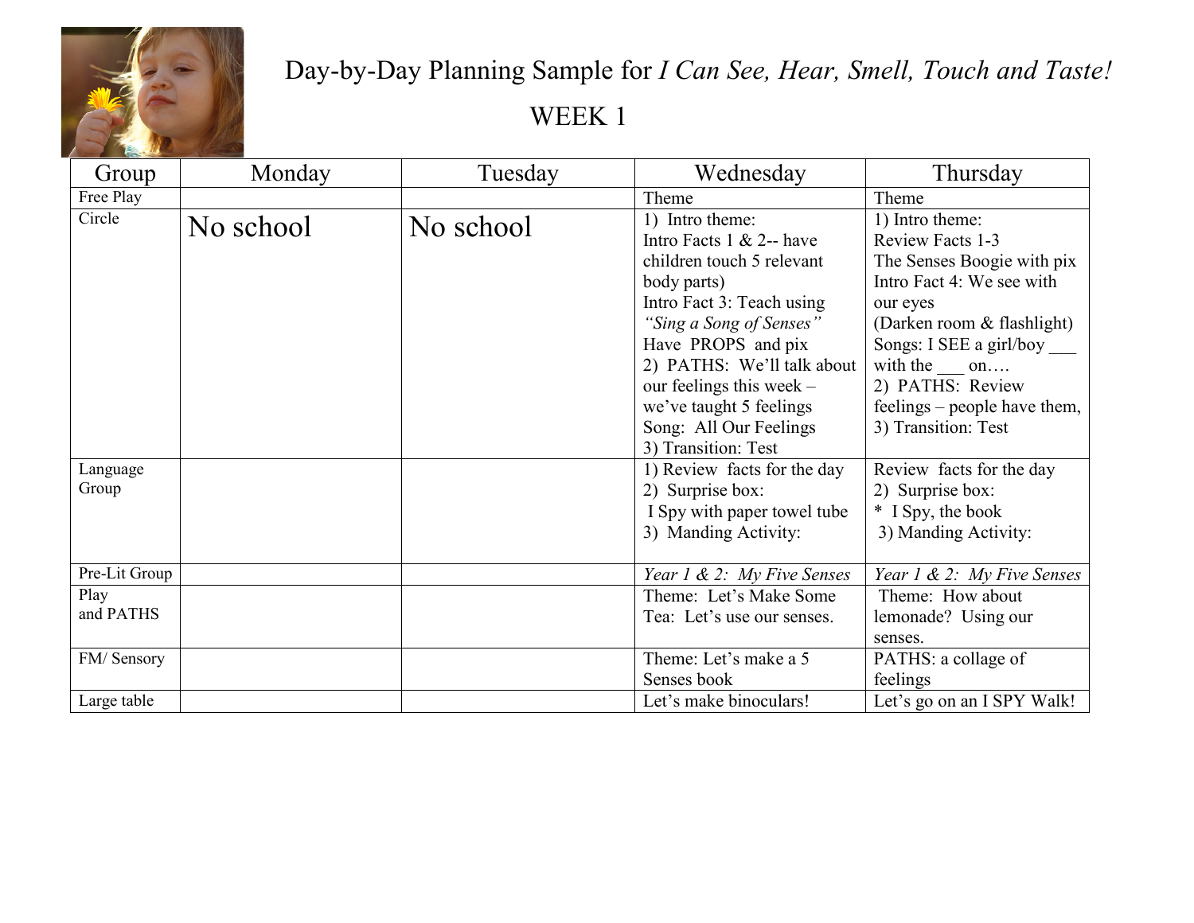# Day-by-Day Planning Sample for *I Can See, Hear, Smell, Touch and Taste!*

## WEEK 1

| Group | Monday | Tuesday | Wednesday | Thursday |
|---|---|---|---|---|
| Free Play | | | Theme | Theme |
| Circle | No school | No school | 1) Intro theme: Intro Facts 1 & 2-- have children touch 5 relevant body parts) Intro Fact 3: Teach using *"Sing a Song of Senses"* Have PROPS and pix 2) PATHS: We'll talk about our feelings this week – we've taught 5 feelings Song: All Our Feelings 3) Transition: Test | 1) Intro theme: Review Facts 1-3 The Senses Boogie with pix Intro Fact 4: We see with our eyes (Darken room & flashlight) Songs: I SEE a girl/boy ___ with the ___ on…. 2) PATHS: Review feelings – people have them, 3) Transition: Test |
| Language Group | | | 1) Review facts for the day 2) Surprise box: I Spy with paper towel tube 3) Manding Activity: | Review facts for the day 2) Surprise box: * I Spy, the book 3) Manding Activity: |
| Pre-Lit Group | | | *Year 1 & 2: My Five Senses* | *Year 1 & 2: My Five Senses* |
| Play and PATHS | | | Theme: Let's Make Some Tea: Let's use our senses. | Theme: How about lemonade? Using our senses. |
| FM/ Sensory | | | Theme: Let's make a 5 Senses book | PATHS: a collage of feelings |
| Large table | | | Let's make binoculars! | Let's go on an I SPY Walk! |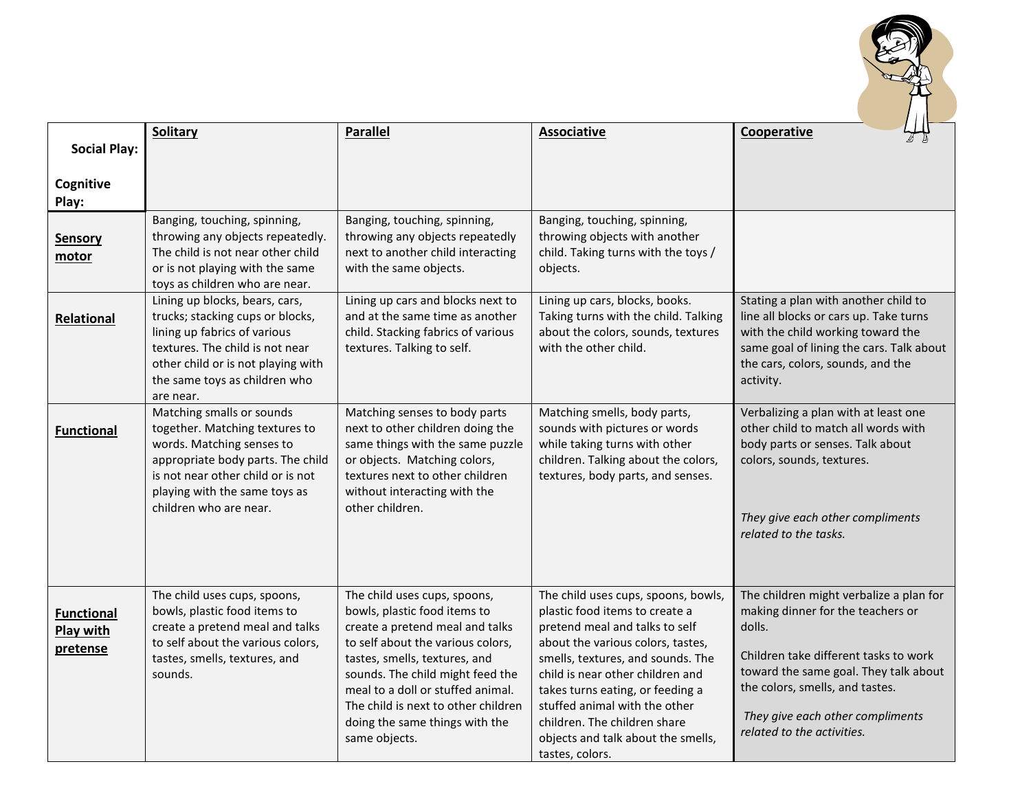| **Social Play:** <br><br> **Cognitive Play:** | **Solitary** | **Parallel** | **Associative** | **Cooperative** |
|---|---|---|---|---|
| **Sensory motor** | Banging, touching, spinning, throwing any objects repeatedly. The child is not near other child or is not playing with the same toys as children who are near. | Banging, touching, spinning, throwing any objects repeatedly next to another child interacting with the same objects. | Banging, touching, spinning, throwing objects with another child. Taking turns with the toys / objects. | |
| **Relational** | Lining up blocks, bears, cars, trucks; stacking cups or blocks, lining up fabrics of various textures. The child is not near other child or is not playing with the same toys as children who are near. | Lining up cars and blocks next to and at the same time as another child. Stacking fabrics of various textures. Talking to self. | Lining up cars, blocks, books. Taking turns with the child. Talking about the colors, sounds, textures with the other child. | Stating a plan with another child to line all blocks or cars up. Take turns with the child working toward the same goal of lining the cars. Talk about the cars, colors, sounds, and the activity. |
| **Functional** | Matching smalls or sounds together. Matching textures to words. Matching senses to appropriate body parts. The child is not near other child or is not playing with the same toys as children who are near. | Matching senses to body parts next to other children doing the same things with the same puzzle or objects. Matching colors, textures next to other children without interacting with the other children. | Matching smells, body parts, sounds with pictures or words while taking turns with other children. Talking about the colors, textures, body parts, and senses. | Verbalizing a plan with at least one other child to match all words with body parts or senses. Talk about colors, sounds, textures. <br><br> *They give each other compliments related to the tasks.* |
| **Functional Play with pretense** | The child uses cups, spoons, bowls, plastic food items to create a pretend meal and talks to self about the various colors, tastes, smells, textures, and sounds. | The child uses cups, spoons, bowls, plastic food items to create a pretend meal and talks to self about the various colors, tastes, smells, textures, and sounds. The child might feed the meal to a doll or stuffed animal. The child is next to other children doing the same things with the same objects. | The child uses cups, spoons, bowls, plastic food items to create a pretend meal and talks to self about the various colors, tastes, smells, textures, and sounds. The child is near other children and takes turns eating, or feeding a stuffed animal with the other children. The children share objects and talk about the smells, tastes, colors. | The children might verbalize a plan for making dinner for the teachers or dolls. <br><br> Children take different tasks to work toward the same goal. They talk about the colors, smells, and tastes. <br><br> *They give each other compliments related to the activities.* |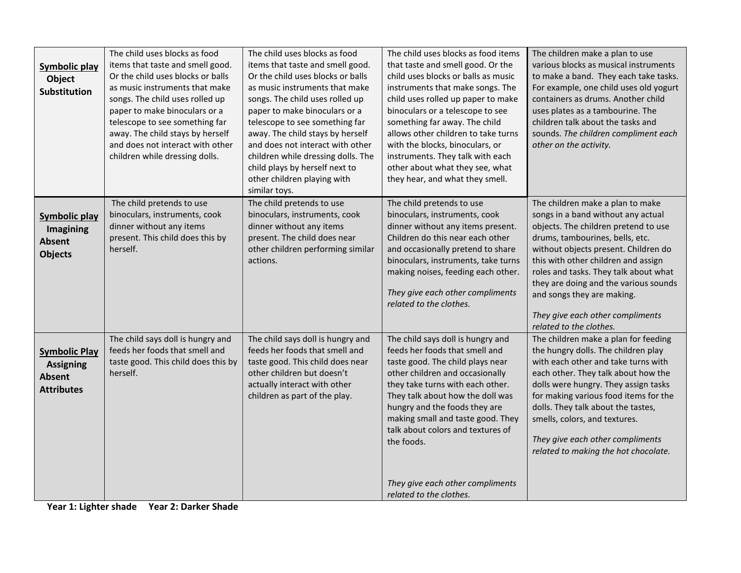| | | | | |
|---|---|---|---|---|
| **Symbolic play** **Object Substitution** | The child uses blocks as food items that taste and smell good. Or the child uses blocks or balls as music instruments that make songs. The child uses rolled up paper to make binoculars or a telescope to see something far away. The child stays by herself and does not interact with other children while dressing dolls. | The child uses blocks as food items that taste and smell good. Or the child uses blocks or balls as music instruments that make songs. The child uses rolled up paper to make binoculars or a telescope to see something far away. The child stays by herself and does not interact with other children while dressing dolls. The child plays by herself next to other children playing with similar toys. | The child uses blocks as food items that taste and smell good. Or the child uses blocks or balls as music instruments that make songs. The child uses rolled up paper to make binoculars or a telescope to see something far away. The child allows other children to take turns with the blocks, binoculars, or instruments. They talk with each other about what they see, what they hear, and what they smell. | The children make a plan to use various blocks as musical instruments to make a band. They each take tasks. For example, one child uses old yogurt containers as drums. Another child uses plates as a tambourine. The children talk about the tasks and sounds. *The children compliment each other on the activity.* |
| **Symbolic play** **Imagining Absent Objects** | The child pretends to use binoculars, instruments, cook dinner without any items present. This child does this by herself. | The child pretends to use binoculars, instruments, cook dinner without any items present. The child does near other children performing similar actions. | The child pretends to use binoculars, instruments, cook dinner without any items present. Children do this near each other and occasionally pretend to share binoculars, instruments, take turns making noises, feeding each other.<br><br>*They give each other compliments related to the clothes.* | The children make a plan to make songs in a band without any actual objects. The children pretend to use drums, tambourines, bells, etc. without objects present. Children do this with other children and assign roles and tasks. They talk about what they are doing and the various sounds and songs they are making.<br><br>*They give each other compliments related to the clothes.* |
| **Symbolic Play** **Assigning Absent Attributes** | The child says doll is hungry and feeds her foods that smell and taste good. This child does this by herself. | The child says doll is hungry and feeds her foods that smell and taste good. This child does near other children but doesn't actually interact with other children as part of the play. | The child says doll is hungry and feeds her foods that smell and taste good. The child plays near other children and occasionally they take turns with each other. They talk about how the doll was hungry and the foods they are making small and taste good. They talk about colors and textures of the foods.<br><br>*They give each other compliments related to the clothes.* | The children make a plan for feeding the hungry dolls. The children play with each other and take turns with each other. They talk about how the dolls were hungry. They assign tasks for making various food items for the dolls. They talk about the tastes, smells, colors, and textures.<br><br>*They give each other compliments related to making the hot chocolate.* |

**Year 1: Lighter shade** **Year 2: Darker Shade**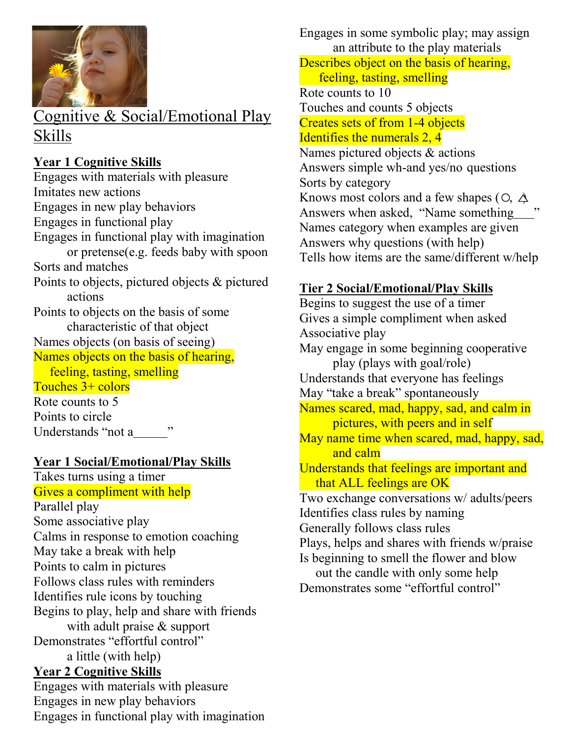# Cognitive & Social/Emotional Play Skills

### Year 1 Cognitive Skills

Engages with materials with pleasure
Imitates new actions
Engages in new play behaviors
Engages in functional play
Engages in functional play with imagination or pretense(e.g. feeds baby with spoon
Sorts and matches
Points to objects, pictured objects & pictured actions
Points to objects on the basis of some characteristic of that object
Names objects (on basis of seeing)
Names objects on the basis of hearing, feeling, tasting, smelling
Touches 3+ colors
Rote counts to 5
Points to circle
Understands "not a_____"

### Year 1 Social/Emotional/Play Skills

Takes turns using a timer
Gives a compliment with help
Parallel play
Some associative play
Calms in response to emotion coaching
May take a break with help
Points to calm in pictures
Follows class rules with reminders
Identifies rule icons by touching
Begins to play, help and share with friends with adult praise & support
Demonstrates "effortful control" a little (with help)

### Year 2 Cognitive Skills

Engages with materials with pleasure
Engages in new play behaviors
Engages in functional play with imagination
Engages in some symbolic play; may assign an attribute to the play materials
Describes object on the basis of hearing, feeling, tasting, smelling
Rote counts to 10
Touches and counts 5 objects
Creates sets of from 1-4 objects
Identifies the numerals 2, 4
Names pictured objects & actions
Answers simple wh-and yes/no questions
Sorts by category
Knows most colors and a few shapes (○, △
Answers when asked, "Name something___"
Names category when examples are given
Answers why questions (with help)
Tells how items are the same/different w/help

### Tier 2 Social/Emotional/Play Skills

Begins to suggest the use of a timer
Gives a simple compliment when asked
Associative play
May engage in some beginning cooperative play (plays with goal/role)
Understands that everyone has feelings
May "take a break" spontaneously
Names scared, mad, happy, sad, and calm in pictures, with peers and in self
May name time when scared, mad, happy, sad, and calm
Understands that feelings are important and that ALL feelings are OK
Two exchange conversations w/ adults/peers
Identifies class rules by naming
Generally follows class rules
Plays, helps and shares with friends w/praise
Is beginning to smell the flower and blow out the candle with only some help
Demonstrates some "effortful control"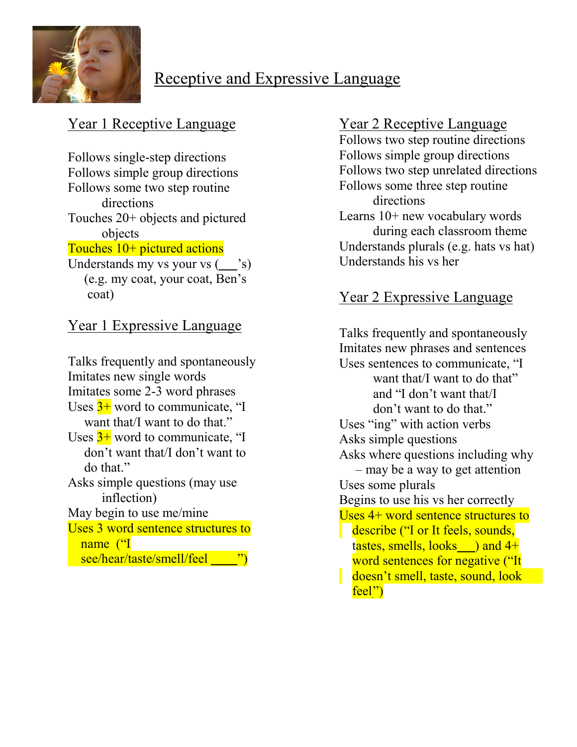# Receptive and Expressive Language

## Year 1 Receptive Language

Follows single-step directions
Follows simple group directions
Follows some two step routine directions
Touches 20+ objects and pictured objects
Touches 10+ pictured actions
Understands my vs your vs (___'s) (e.g. my coat, your coat, Ben's coat)

## Year 1 Expressive Language

Talks frequently and spontaneously
Imitates new single words
Imitates some 2-3 word phrases
Uses 3+ word to communicate, "I want that/I want to do that."
Uses 3+ word to communicate, "I don't want that/I don't want to do that."
Asks simple questions (may use inflection)
May begin to use me/mine
Uses 3 word sentence structures to name ("I see/hear/taste/smell/feel ____")

## Year 2 Receptive Language

Follows two step routine directions
Follows simple group directions
Follows two step unrelated directions
Follows some three step routine directions
Learns 10+ new vocabulary words during each classroom theme
Understands plurals (e.g. hats vs hat)
Understands his vs her

## Year 2 Expressive Language

Talks frequently and spontaneously
Imitates new phrases and sentences
Uses sentences to communicate, "I want that/I want to do that" and "I don't want that/I don't want to do that."
Uses "ing" with action verbs
Asks simple questions
Asks where questions including why – may be a way to get attention
Uses some plurals
Begins to use his vs her correctly
Uses 4+ word sentence structures to describe ("I or It feels, sounds, tastes, smells, looks___) and 4+ word sentences for negative ("It doesn't smell, taste, sound, look feel")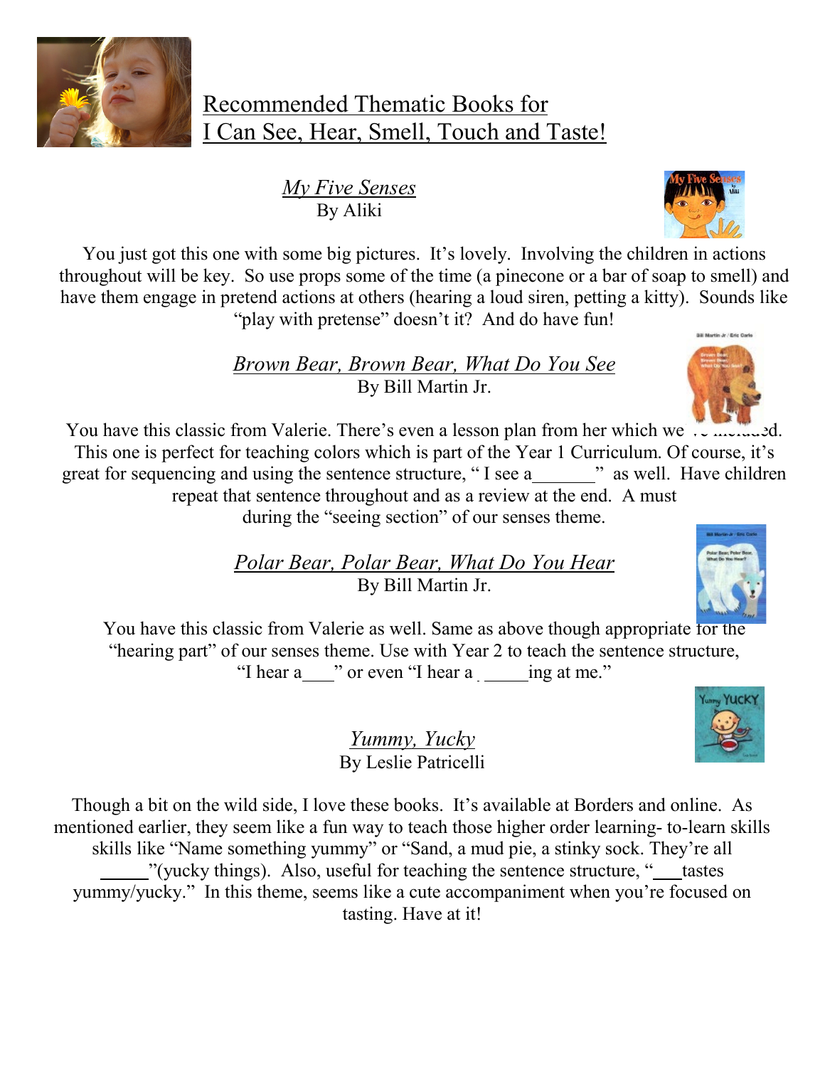# Recommended Thematic Books for I Can See, Hear, Smell, Touch and Taste!

## *My Five Senses*
By Aliki

You just got this one with some big pictures. It's lovely. Involving the children in actions throughout will be key. So use props some of the time (a pinecone or a bar of soap to smell) and have them engage in pretend actions at others (hearing a loud siren, petting a kitty). Sounds like "play with pretense" doesn't it? And do have fun!

## *Brown Bear, Brown Bear, What Do You See*
By Bill Martin Jr.

You have this classic from Valerie. There's even a lesson plan from her which we've included. This one is perfect for teaching colors which is part of the Year 1 Curriculum. Of course, it's great for sequencing and using the sentence structure, " I see a_______" as well. Have children repeat that sentence throughout and as a review at the end. A must during the "seeing section" of our senses theme.

## *Polar Bear, Polar Bear, What Do You Hear*
By Bill Martin Jr.

You have this classic from Valerie as well. Same as above though appropriate for the "hearing part" of our senses theme. Use with Year 2 to teach the sentence structure, "I hear a___" or even "I hear a _____ing at me."

## *Yummy, Yucky*
By Leslie Patricelli

Though a bit on the wild side, I love these books. It's available at Borders and online. As mentioned earlier, they seem like a fun way to teach those higher order learning- to-learn skills skills like "Name something yummy" or "Sand, a mud pie, a stinky sock. They're all _____"(yucky things). Also, useful for teaching the sentence structure, "___tastes yummy/yucky." In this theme, seems like a cute accompaniment when you're focused on tasting. Have at it!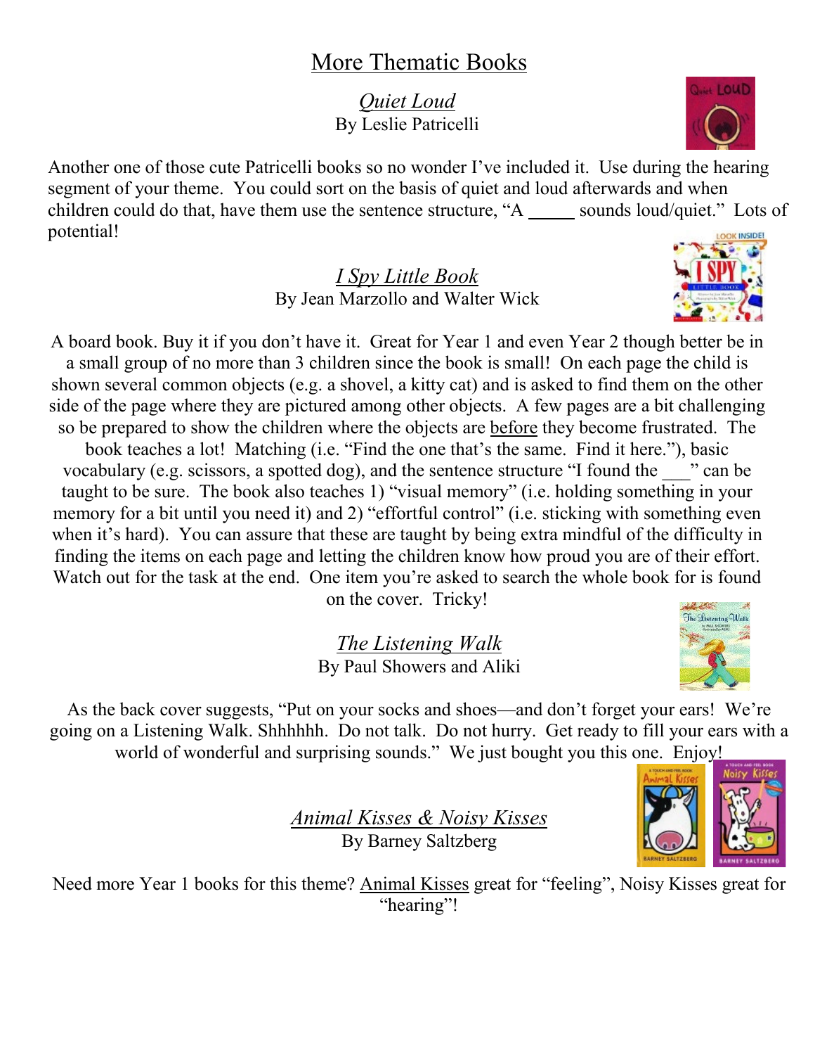# More Thematic Books

## *Quiet Loud*

By Leslie Patricelli

Another one of those cute Patricelli books so no wonder I've included it. Use during the hearing segment of your theme. You could sort on the basis of quiet and loud afterwards and when children could do that, have them use the sentence structure, "A _____ sounds loud/quiet." Lots of potential!

## *I Spy Little Book*

By Jean Marzollo and Walter Wick

A board book. Buy it if you don't have it. Great for Year 1 and even Year 2 though better be in a small group of no more than 3 children since the book is small! On each page the child is shown several common objects (e.g. a shovel, a kitty cat) and is asked to find them on the other side of the page where they are pictured among other objects. A few pages are a bit challenging so be prepared to show the children where the objects are before they become frustrated. The book teaches a lot! Matching (i.e. "Find the one that's the same. Find it here."), basic vocabulary (e.g. scissors, a spotted dog), and the sentence structure "I found the ___" can be taught to be sure. The book also teaches 1) "visual memory" (i.e. holding something in your memory for a bit until you need it) and 2) "effortful control" (i.e. sticking with something even when it's hard). You can assure that these are taught by being extra mindful of the difficulty in finding the items on each page and letting the children know how proud you are of their effort. Watch out for the task at the end. One item you're asked to search the whole book for is found on the cover. Tricky!

## *The Listening Walk*

By Paul Showers and Aliki

As the back cover suggests, "Put on your socks and shoes—and don't forget your ears! We're going on a Listening Walk. Shhhhhh. Do not talk. Do not hurry. Get ready to fill your ears with a world of wonderful and surprising sounds." We just bought you this one. Enjoy!

## *Animal Kisses & Noisy Kisses*

By Barney Saltzberg

Need more Year 1 books for this theme? Animal Kisses great for "feeling", Noisy Kisses great for "hearing"!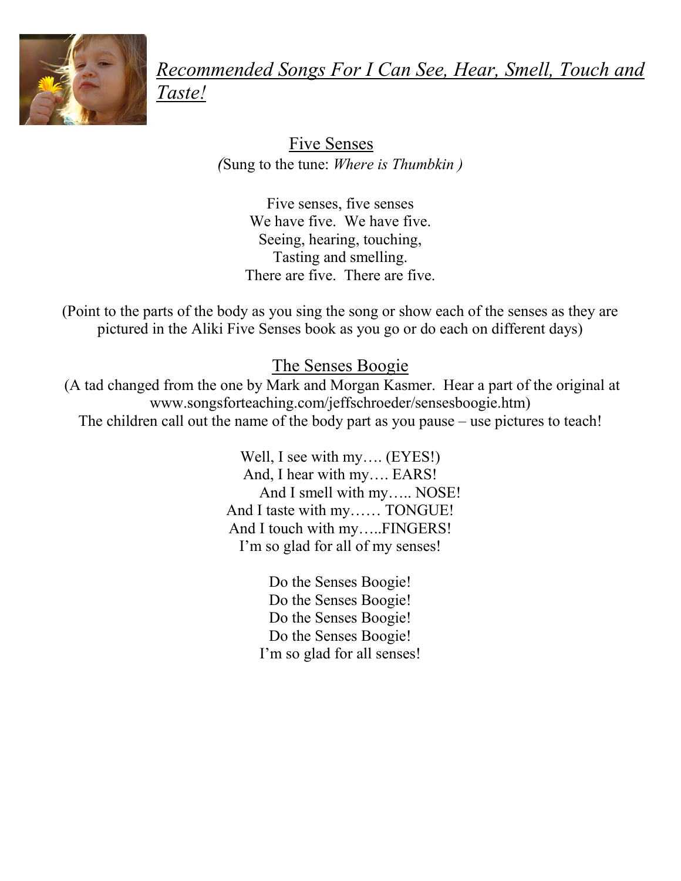# *Recommended Songs For I Can See, Hear, Smell, Touch and Taste!*

## Five Senses

*(*Sung to the tune: *Where is Thumbkin )*

Five senses, five senses
We have five. We have five.
Seeing, hearing, touching,
Tasting and smelling.
There are five. There are five.

(Point to the parts of the body as you sing the song or show each of the senses as they are pictured in the Aliki Five Senses book as you go or do each on different days)

## The Senses Boogie

(A tad changed from the one by Mark and Morgan Kasmer. Hear a part of the original at www.songsforteaching.com/jeffschroeder/sensesboogie.htm)
The children call out the name of the body part as you pause – use pictures to teach!

Well, I see with my…. (EYES!)
And, I hear with my…. EARS!
And I smell with my….. NOSE!
And I taste with my…… TONGUE!
And I touch with my…..FINGERS!
I'm so glad for all of my senses!

Do the Senses Boogie!
Do the Senses Boogie!
Do the Senses Boogie!
Do the Senses Boogie!
I'm so glad for all senses!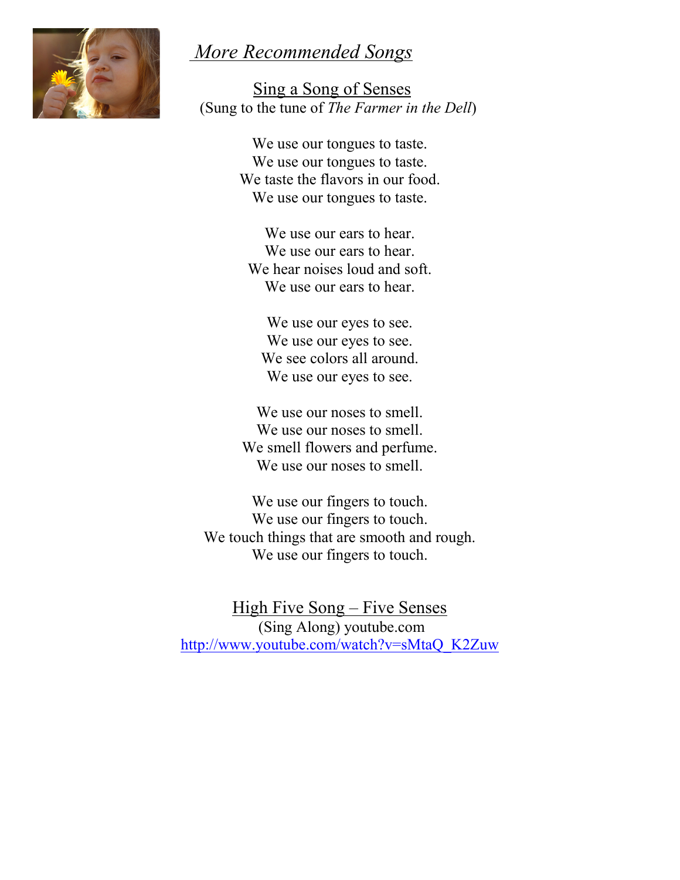# *More Recommended Songs*

## Sing a Song of Senses

(Sung to the tune of *The Farmer in the Dell*)

We use our tongues to taste.
We use our tongues to taste.
We taste the flavors in our food.
We use our tongues to taste.

We use our ears to hear.
We use our ears to hear.
We hear noises loud and soft.
We use our ears to hear.

We use our eyes to see.
We use our eyes to see.
We see colors all around.
We use our eyes to see.

We use our noses to smell.
We use our noses to smell.
We smell flowers and perfume.
We use our noses to smell.

We use our fingers to touch.
We use our fingers to touch.
We touch things that are smooth and rough.
We use our fingers to touch.

## High Five Song – Five Senses

(Sing Along) youtube.com

http://www.youtube.com/watch?v=sMtaQ_K2Zuw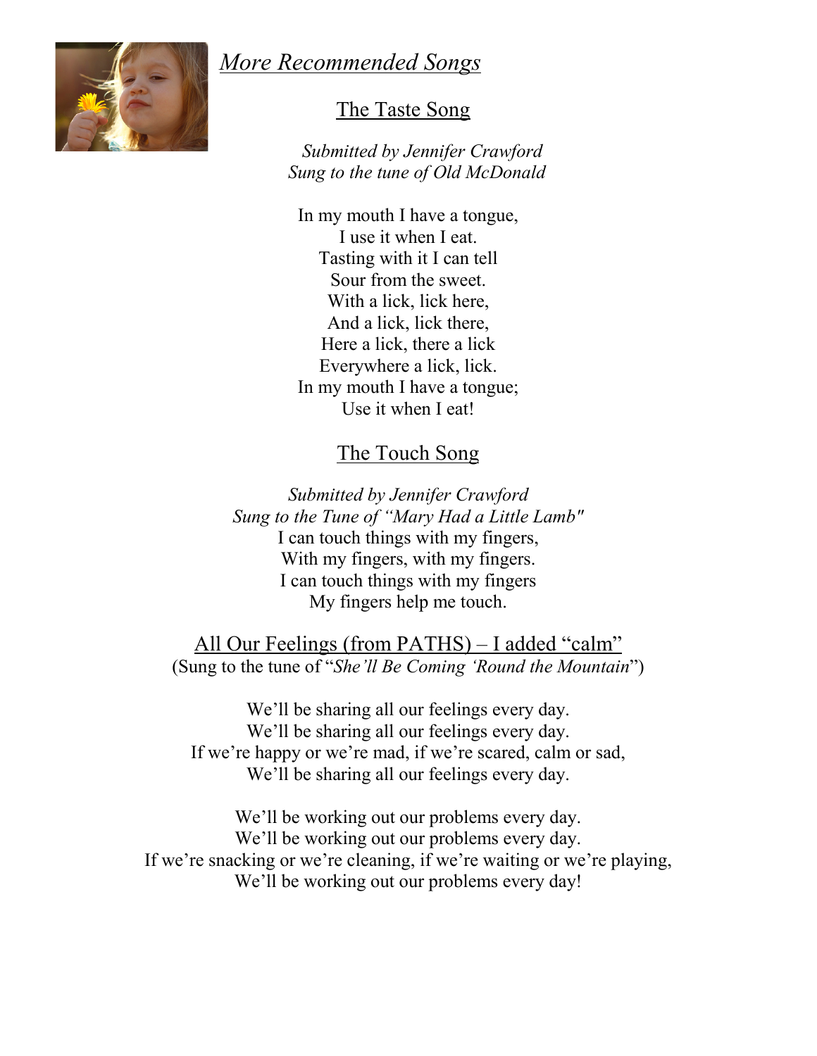## *More Recommended Songs*

### The Taste Song

*Submitted by Jennifer Crawford*
*Sung to the tune of Old McDonald*

In my mouth I have a tongue,
I use it when I eat.
Tasting with it I can tell
Sour from the sweet.
With a lick, lick here,
And a lick, lick there,
Here a lick, there a lick
Everywhere a lick, lick.
In my mouth I have a tongue;
Use it when I eat!

### The Touch Song

*Submitted by Jennifer Crawford*
*Sung to the Tune of "Mary Had a Little Lamb"*

I can touch things with my fingers,
With my fingers, with my fingers.
I can touch things with my fingers
My fingers help me touch.

### All Our Feelings (from PATHS) – I added "calm"

(Sung to the tune of "*She'll Be Coming 'Round the Mountain*")

We'll be sharing all our feelings every day.
We'll be sharing all our feelings every day.
If we're happy or we're mad, if we're scared, calm or sad,
We'll be sharing all our feelings every day.

We'll be working out our problems every day.
We'll be working out our problems every day.
If we're snacking or we're cleaning, if we're waiting or we're playing,
We'll be working out our problems every day!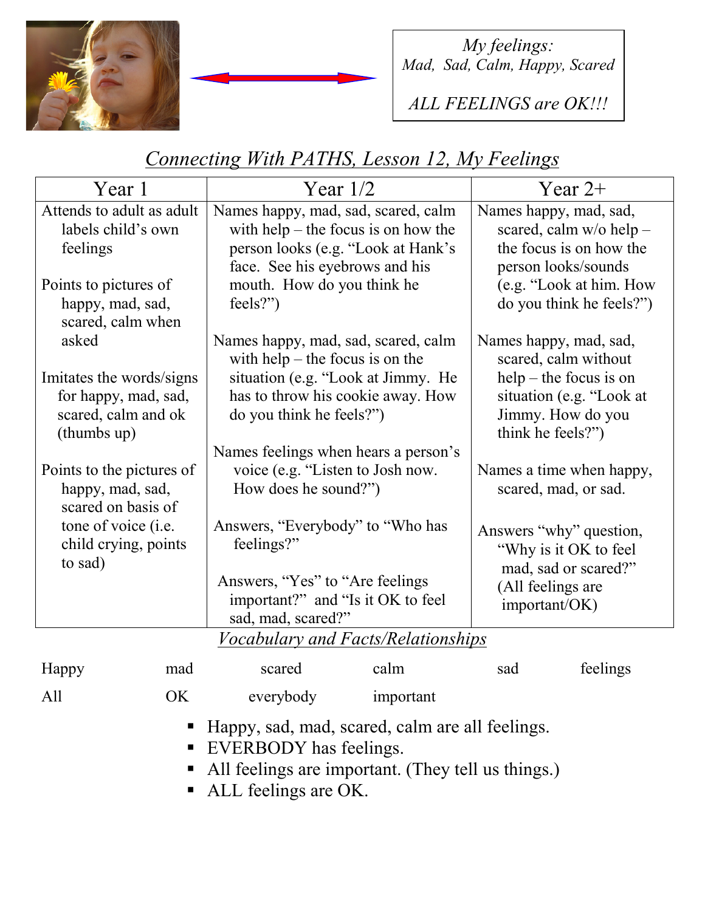*My feelings:*
*Mad, Sad, Calm, Happy, Scared*

*ALL FEELINGS are OK!!!*

## *Connecting With PATHS, Lesson 12, My Feelings*

| Year 1 | Year 1/2 | Year 2+ |
|---|---|---|
| Attends to adult as adult labels child's own feelings<br><br>Points to pictures of happy, mad, sad, scared, calm when asked<br><br>Imitates the words/signs for happy, mad, sad, scared, calm and ok (thumbs up)<br><br>Points to the pictures of happy, mad, sad, scared on basis of tone of voice (i.e. child crying, points to sad) | Names happy, mad, sad, scared, calm with help – the focus is on how the person looks (e.g. "Look at Hank's face. See his eyebrows and his mouth. How do you think he feels?")<br><br>Names happy, mad, sad, scared, calm with help – the focus is on the situation (e.g. "Look at Jimmy. He has to throw his cookie away. How do you think he feels?")<br><br>Names feelings when hears a person's voice (e.g. "Listen to Josh now. How does he sound?")<br><br>Answers, "Everybody" to "Who has feelings?"<br><br>Answers, "Yes" to "Are feelings important?" and "Is it OK to feel sad, mad, scared?" | Names happy, mad, sad, scared, calm w/o help – the focus is on how the person looks/sounds (e.g. "Look at him. How do you think he feels?")<br><br>Names happy, mad, sad, scared, calm without help – the focus is on situation (e.g. "Look at Jimmy. How do you think he feels?")<br><br>Names a time when happy, scared, mad, or sad.<br><br>Answers "why" question, "Why is it OK to feel mad, sad or scared?" (All feelings are important/OK) |

### *Vocabulary and Facts/Relationships*

Happy mad scared calm sad feelings

All OK everybody important

- Happy, sad, mad, scared, calm are all feelings.
- EVERBODY has feelings.
- All feelings are important. (They tell us things.)
- ALL feelings are OK.